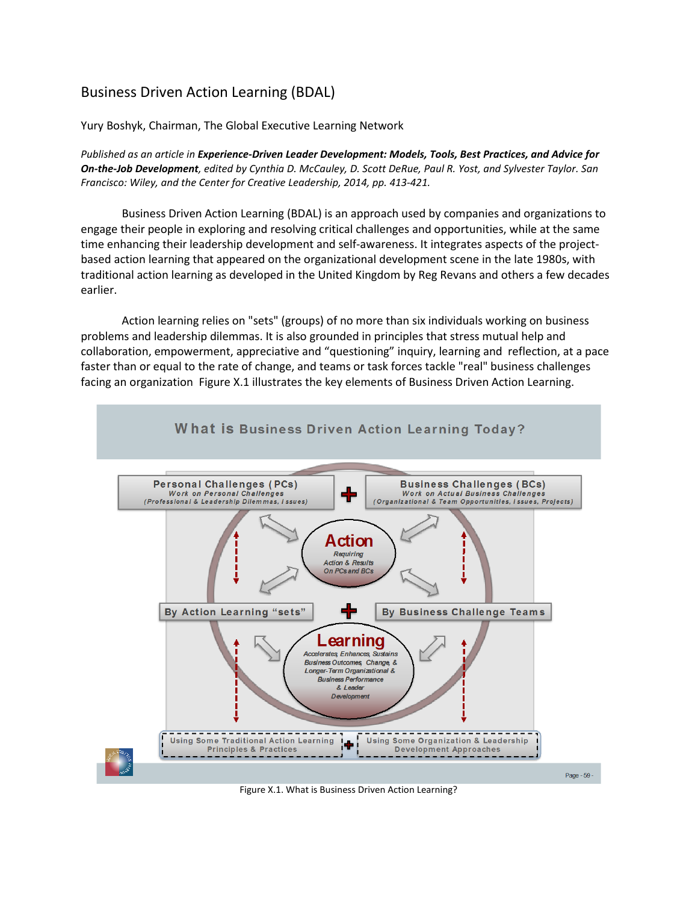# Business Driven Action Learning (BDAL)

Yury Boshyk, Chairman, The Global Executive Learning Network

*Published as an article in **Experience-Driven Leader Development: Models, Tools, Best Practices, and Advice for On-the-Job Development**, edited by Cynthia D. McCauley, D. Scott DeRue, Paul R. Yost, and Sylvester Taylor. San Francisco: Wiley, and the Center for Creative Leadership, 2014, pp. 413-421.*

Business Driven Action Learning (BDAL) is an approach used by companies and organizations to engage their people in exploring and resolving critical challenges and opportunities, while at the same time enhancing their leadership development and self-awareness. It integrates aspects of the project-based action learning that appeared on the organizational development scene in the late 1980s, with traditional action learning as developed in the United Kingdom by Reg Revans and others a few decades earlier.

Action learning relies on "sets" (groups) of no more than six individuals working on business problems and leadership dilemmas. It is also grounded in principles that stress mutual help and collaboration, empowerment, appreciative and "questioning" inquiry, learning and reflection, at a pace faster than or equal to the rate of change, and teams or task forces tackle "real" business challenges facing an organization Figure X.1 illustrates the key elements of Business Driven Action Learning.

**What is Business Driven Action Learning Today?**

- **Personal Challenges (PCs)** — Work on Personal Challenges (Professional & Leadership Dilemmas, Issues)
- **+**
- **Business Challenges (BCs)** — Work on Actual Business Challenges (Organizational & Team Opportunities, Issues, Projects)

**Action** — Requiring Action & Results On PCs and BCs

- **By Action Learning "sets"**
- **+**
- **By Business Challenge Teams**

**Learning** — Accelerates, Enhances, Sustains Business Outcomes, Change, & Longer-Term Organizational & Business Performance & Leader Development

- Using Some Traditional Action Learning Principles & Practices
- **+**
- Using Some Organization & Leadership Development Approaches

Figure X.1. What is Business Driven Action Learning?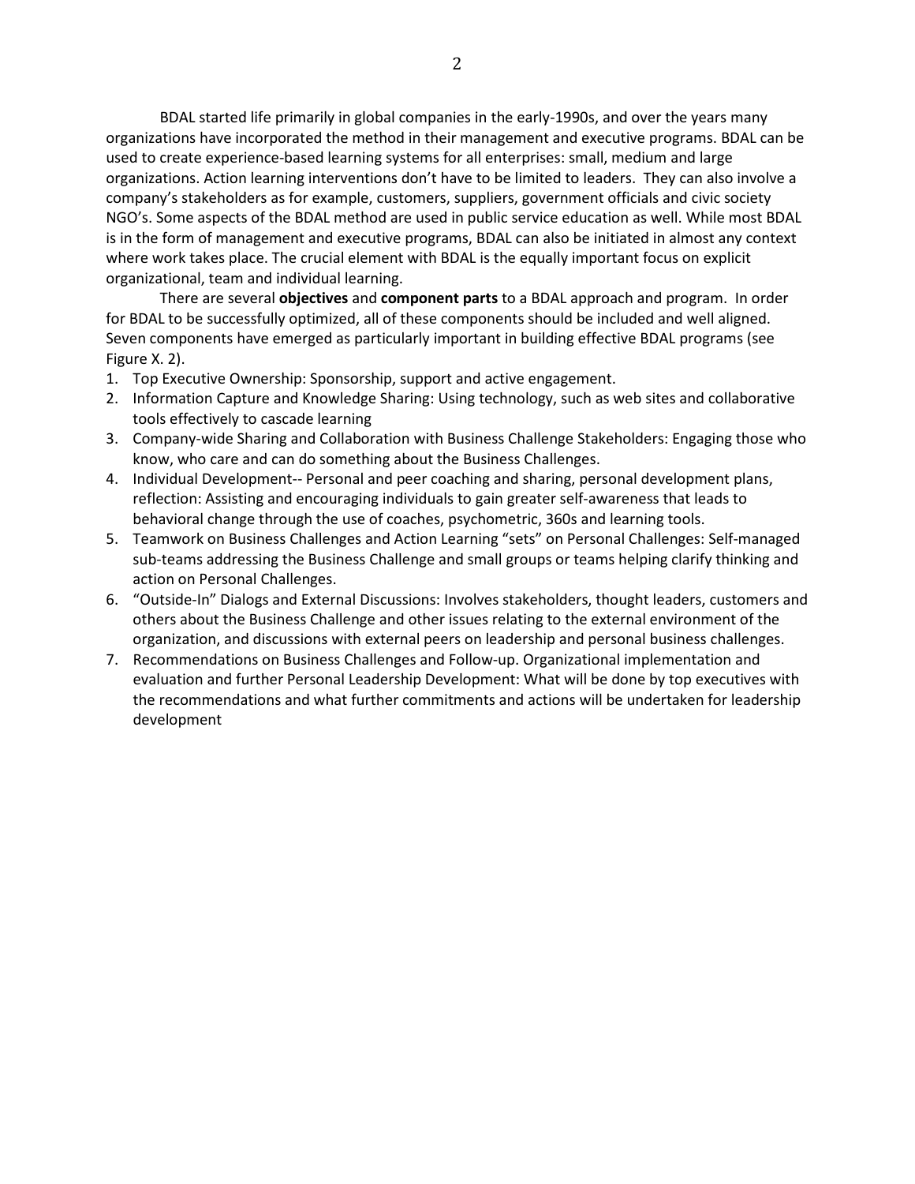BDAL started life primarily in global companies in the early-1990s, and over the years many organizations have incorporated the method in their management and executive programs. BDAL can be used to create experience-based learning systems for all enterprises: small, medium and large organizations. Action learning interventions don't have to be limited to leaders. They can also involve a company's stakeholders as for example, customers, suppliers, government officials and civic society NGO's. Some aspects of the BDAL method are used in public service education as well. While most BDAL is in the form of management and executive programs, BDAL can also be initiated in almost any context where work takes place. The crucial element with BDAL is the equally important focus on explicit organizational, team and individual learning.

There are several **objectives** and **component parts** to a BDAL approach and program. In order for BDAL to be successfully optimized, all of these components should be included and well aligned. Seven components have emerged as particularly important in building effective BDAL programs (see Figure X. 2).

1. Top Executive Ownership: Sponsorship, support and active engagement.
2. Information Capture and Knowledge Sharing: Using technology, such as web sites and collaborative tools effectively to cascade learning
3. Company-wide Sharing and Collaboration with Business Challenge Stakeholders: Engaging those who know, who care and can do something about the Business Challenges.
4. Individual Development-- Personal and peer coaching and sharing, personal development plans, reflection: Assisting and encouraging individuals to gain greater self-awareness that leads to behavioral change through the use of coaches, psychometric, 360s and learning tools.
5. Teamwork on Business Challenges and Action Learning "sets" on Personal Challenges: Self-managed sub-teams addressing the Business Challenge and small groups or teams helping clarify thinking and action on Personal Challenges.
6. "Outside-In" Dialogs and External Discussions: Involves stakeholders, thought leaders, customers and others about the Business Challenge and other issues relating to the external environment of the organization, and discussions with external peers on leadership and personal business challenges.
7. Recommendations on Business Challenges and Follow-up. Organizational implementation and evaluation and further Personal Leadership Development: What will be done by top executives with the recommendations and what further commitments and actions will be undertaken for leadership development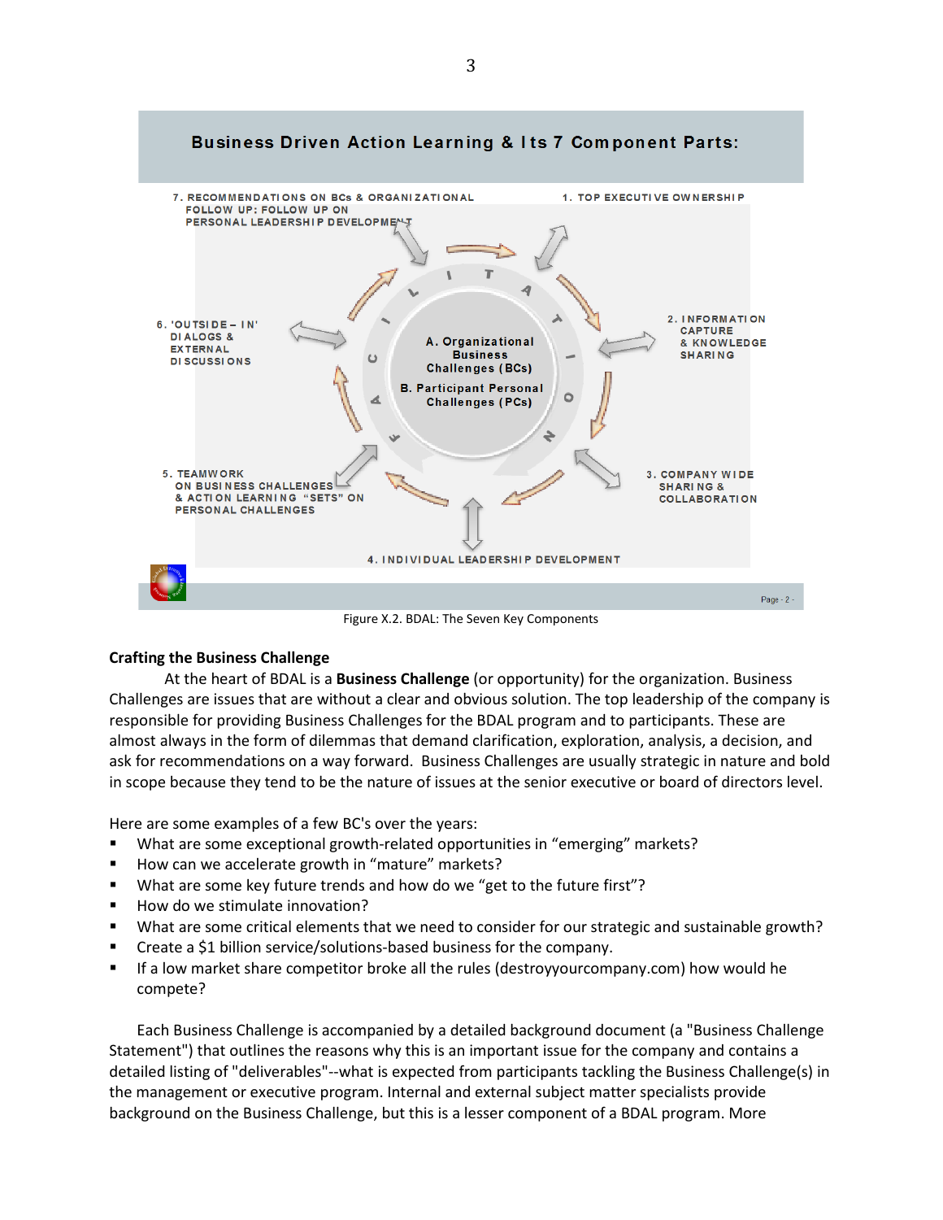Business Driven Action Learning & Its 7 Component Parts:

7. RECOMMENDATIONS ON BCs & ORGANIZATIONAL FOLLOW UP: FOLLOW UP ON PERSONAL LEADERSHIP DEVELOPMENT

1. TOP EXECUTIVE OWNERSHIP

2. INFORMATION CAPTURE & KNOWLEDGE SHARING

3. COMPANY WIDE SHARING & COLLABORATION

4. INDIVIDUAL LEADERSHIP DEVELOPMENT

5. TEAMWORK ON BUSINESS CHALLENGES & ACTION LEARNING "SETS" ON PERSONAL CHALLENGES

6. 'OUTSIDE – IN' DIALOGS & EXTERNAL DISCUSSIONS

A. Organizational Business Challenges (BCs)

B. Participant Personal Challenges (PCs)

FACILITATION

Figure X.2. BDAL: The Seven Key Components

**Crafting the Business Challenge**

At the heart of BDAL is a **Business Challenge** (or opportunity) for the organization. Business Challenges are issues that are without a clear and obvious solution. The top leadership of the company is responsible for providing Business Challenges for the BDAL program and to participants. These are almost always in the form of dilemmas that demand clarification, exploration, analysis, a decision, and ask for recommendations on a way forward. Business Challenges are usually strategic in nature and bold in scope because they tend to be the nature of issues at the senior executive or board of directors level.

Here are some examples of a few BC's over the years:

- What are some exceptional growth-related opportunities in "emerging" markets?
- How can we accelerate growth in "mature" markets?
- What are some key future trends and how do we "get to the future first"?
- How do we stimulate innovation?
- What are some critical elements that we need to consider for our strategic and sustainable growth?
- Create a $1 billion service/solutions-based business for the company.
- If a low market share competitor broke all the rules (destroyyourcompany.com) how would he compete?

Each Business Challenge is accompanied by a detailed background document (a "Business Challenge Statement") that outlines the reasons why this is an important issue for the company and contains a detailed listing of "deliverables"--what is expected from participants tackling the Business Challenge(s) in the management or executive program. Internal and external subject matter specialists provide background on the Business Challenge, but this is a lesser component of a BDAL program. More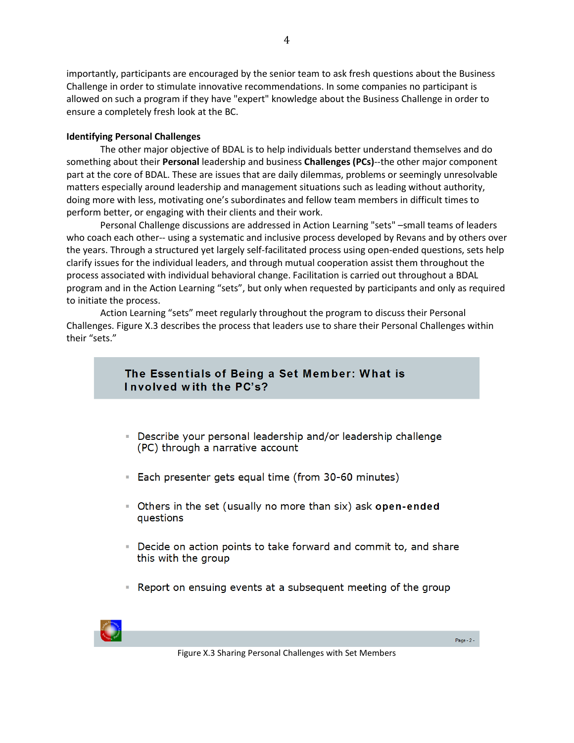importantly, participants are encouraged by the senior team to ask fresh questions about the Business Challenge in order to stimulate innovative recommendations. In some companies no participant is allowed on such a program if they have "expert" knowledge about the Business Challenge in order to ensure a completely fresh look at the BC.

**Identifying Personal Challenges**

The other major objective of BDAL is to help individuals better understand themselves and do something about their **Personal** leadership and business **Challenges (PCs)**--the other major component part at the core of BDAL. These are issues that are daily dilemmas, problems or seemingly unresolvable matters especially around leadership and management situations such as leading without authority, doing more with less, motivating one's subordinates and fellow team members in difficult times to perform better, or engaging with their clients and their work.

Personal Challenge discussions are addressed in Action Learning "sets" –small teams of leaders who coach each other-- using a systematic and inclusive process developed by Revans and by others over the years. Through a structured yet largely self-facilitated process using open-ended questions, sets help clarify issues for the individual leaders, and through mutual cooperation assist them throughout the process associated with individual behavioral change. Facilitation is carried out throughout a BDAL program and in the Action Learning "sets", but only when requested by participants and only as required to initiate the process.

Action Learning "sets" meet regularly throughout the program to discuss their Personal Challenges. Figure X.3 describes the process that leaders use to share their Personal Challenges within their "sets."

**The Essentials of Being a Set Member: What is Involved with the PC's?**

- Describe your personal leadership and/or leadership challenge (PC) through a narrative account
- Each presenter gets equal time (from 30-60 minutes)
- Others in the set (usually no more than six) ask **open-ended** questions
- Decide on action points to take forward and commit to, and share this with the group
- Report on ensuing events at a subsequent meeting of the group

Figure X.3 Sharing Personal Challenges with Set Members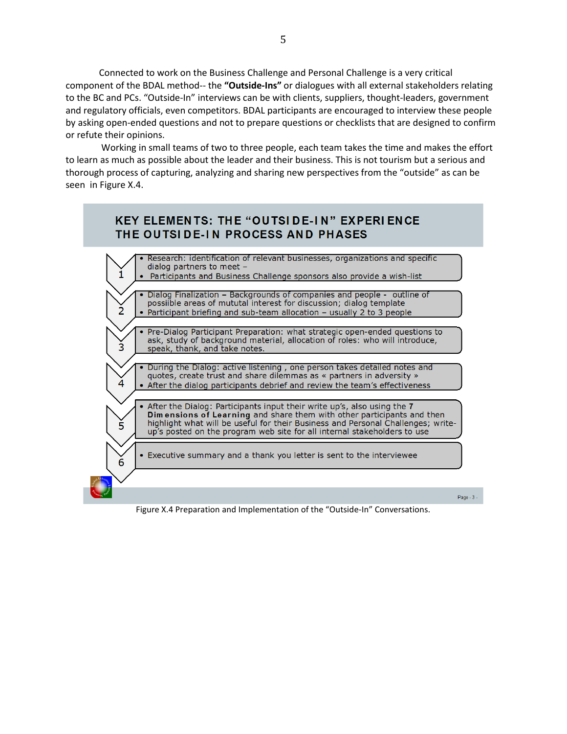Connected to work on the Business Challenge and Personal Challenge is a very critical component of the BDAL method-- the **"Outside-Ins"** or dialogues with all external stakeholders relating to the BC and PCs. "Outside-In" interviews can be with clients, suppliers, thought-leaders, government and regulatory officials, even competitors. BDAL participants are encouraged to interview these people by asking open-ended questions and not to prepare questions or checklists that are designed to confirm or refute their opinions.

Working in small teams of two to three people, each team takes the time and makes the effort to learn as much as possible about the leader and their business. This is not tourism but a serious and thorough process of capturing, analyzing and sharing new perspectives from the "outside" as can be seen in Figure X.4.

**KEY ELEMENTS: THE "OUTSIDE-IN" EXPERIENCE**
**THE OUTSIDE-IN PROCESS AND PHASES**

1.
   - Research: identification of relevant businesses, organizations and specific dialog partners to meet –
   - Participants and Business Challenge sponsors also provide a wish-list
2.
   - Dialog Finalization – Backgrounds of companies and people - outline of possiible areas of mututal interest for discussion; dialog template
   - Participant briefing and sub-team allocation – usually 2 to 3 people
3.
   - Pre-Dialog Participant Preparation: what strategic open-ended questions to ask, study of background material, allocation of roles: who will introduce, speak, thank, and take notes.
4.
   - During the Dialog: active listening , one person takes detailed notes and quotes, create trust and share dilemmas as « partners in adversity »
   - After the dialog participants debrief and review the team's effectiveness
5.
   - After the Dialog: Participants input their write up's, also using the **7 Dimensions of Learning** and share them with other participants and then highlight what will be useful for their Business and Personal Challenges; write-up's posted on the program web site for all internal stakeholders to use
6.
   - Executive summary and a thank you letter is sent to the interviewee

Figure X.4 Preparation and Implementation of the "Outside-In" Conversations.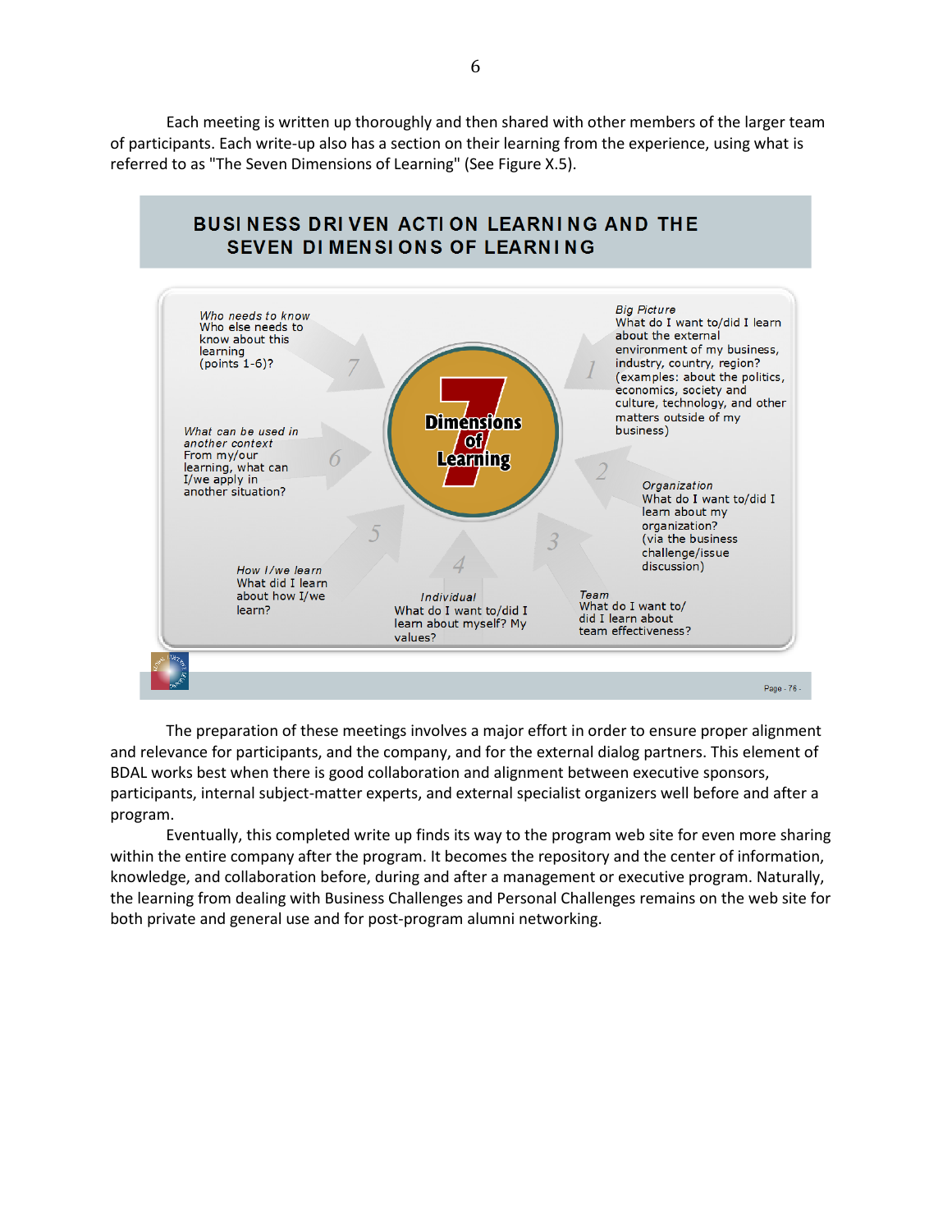Each meeting is written up thoroughly and then shared with other members of the larger team of participants. Each write-up also has a section on their learning from the experience, using what is referred to as "The Seven Dimensions of Learning" (See Figure X.5).

**BUSINESS DRIVEN ACTION LEARNING AND THE SEVEN DIMENSIONS OF LEARNING**

**7 Dimensions of Learning**

1. *Big Picture* — What do I want to/did I learn about the external environment of my business, industry, country, region? (examples: about the politics, economics, society and culture, technology, and other matters outside of my business)
2. *Organization* — What do I want to/did I learn about my organization? (via the business challenge/issue discussion)
3. *Team* — What do I want to/did I learn about team effectiveness?
4. *Individual* — What do I want to/did I learn about myself? My values?
5. *How I/we learn* — What did I learn about how I/we learn?
6. *What can be used in another context* — From my/our learning, what can I/we apply in another situation?
7. *Who needs to know* — Who else needs to know about this learning (points 1-6)?

The preparation of these meetings involves a major effort in order to ensure proper alignment and relevance for participants, and the company, and for the external dialog partners. This element of BDAL works best when there is good collaboration and alignment between executive sponsors, participants, internal subject-matter experts, and external specialist organizers well before and after a program.

Eventually, this completed write up finds its way to the program web site for even more sharing within the entire company after the program. It becomes the repository and the center of information, knowledge, and collaboration before, during and after a management or executive program. Naturally, the learning from dealing with Business Challenges and Personal Challenges remains on the web site for both private and general use and for post-program alumni networking.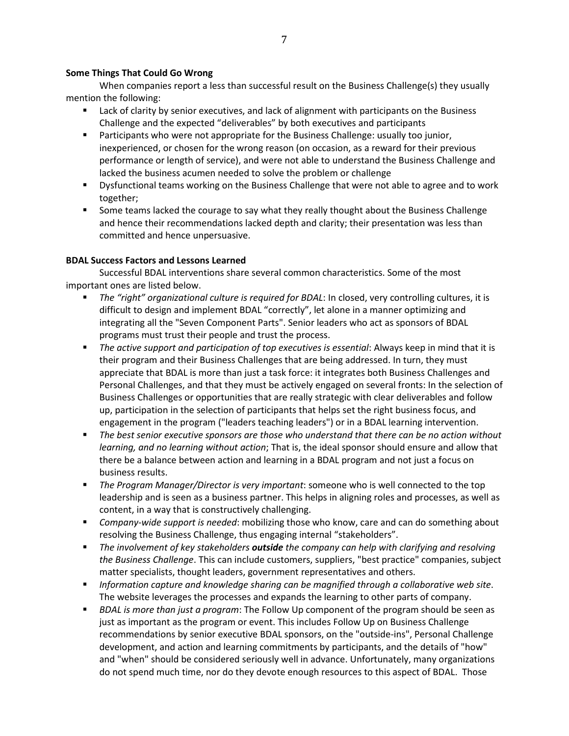**Some Things That Could Go Wrong**

When companies report a less than successful result on the Business Challenge(s) they usually mention the following:

- Lack of clarity by senior executives, and lack of alignment with participants on the Business Challenge and the expected "deliverables" by both executives and participants
- Participants who were not appropriate for the Business Challenge: usually too junior, inexperienced, or chosen for the wrong reason (on occasion, as a reward for their previous performance or length of service), and were not able to understand the Business Challenge and lacked the business acumen needed to solve the problem or challenge
- Dysfunctional teams working on the Business Challenge that were not able to agree and to work together;
- Some teams lacked the courage to say what they really thought about the Business Challenge and hence their recommendations lacked depth and clarity; their presentation was less than committed and hence unpersuasive.

**BDAL Success Factors and Lessons Learned**

Successful BDAL interventions share several common characteristics. Some of the most important ones are listed below.

- *The "right" organizational culture is required for BDAL*: In closed, very controlling cultures, it is difficult to design and implement BDAL "correctly", let alone in a manner optimizing and integrating all the "Seven Component Parts". Senior leaders who act as sponsors of BDAL programs must trust their people and trust the process.
- *The active support and participation of top executives is essential*: Always keep in mind that it is their program and their Business Challenges that are being addressed. In turn, they must appreciate that BDAL is more than just a task force: it integrates both Business Challenges and Personal Challenges, and that they must be actively engaged on several fronts: In the selection of Business Challenges or opportunities that are really strategic with clear deliverables and follow up, participation in the selection of participants that helps set the right business focus, and engagement in the program ("leaders teaching leaders") or in a BDAL learning intervention.
- *The best senior executive sponsors are those who understand that there can be no action without learning, and no learning without action*; That is, the ideal sponsor should ensure and allow that there be a balance between action and learning in a BDAL program and not just a focus on business results.
- *The Program Manager/Director is very important*: someone who is well connected to the top leadership and is seen as a business partner. This helps in aligning roles and processes, as well as content, in a way that is constructively challenging.
- *Company-wide support is needed*: mobilizing those who know, care and can do something about resolving the Business Challenge, thus engaging internal "stakeholders".
- *The involvement of key stakeholders* ***outside*** *the company can help with clarifying and resolving the Business Challenge*. This can include customers, suppliers, "best practice" companies, subject matter specialists, thought leaders, government representatives and others.
- *Information capture and knowledge sharing can be magnified through a collaborative web site*. The website leverages the processes and expands the learning to other parts of company.
- *BDAL is more than just a program*: The Follow Up component of the program should be seen as just as important as the program or event. This includes Follow Up on Business Challenge recommendations by senior executive BDAL sponsors, on the "outside-ins", Personal Challenge development, and action and learning commitments by participants, and the details of "how" and "when" should be considered seriously well in advance. Unfortunately, many organizations do not spend much time, nor do they devote enough resources to this aspect of BDAL. Those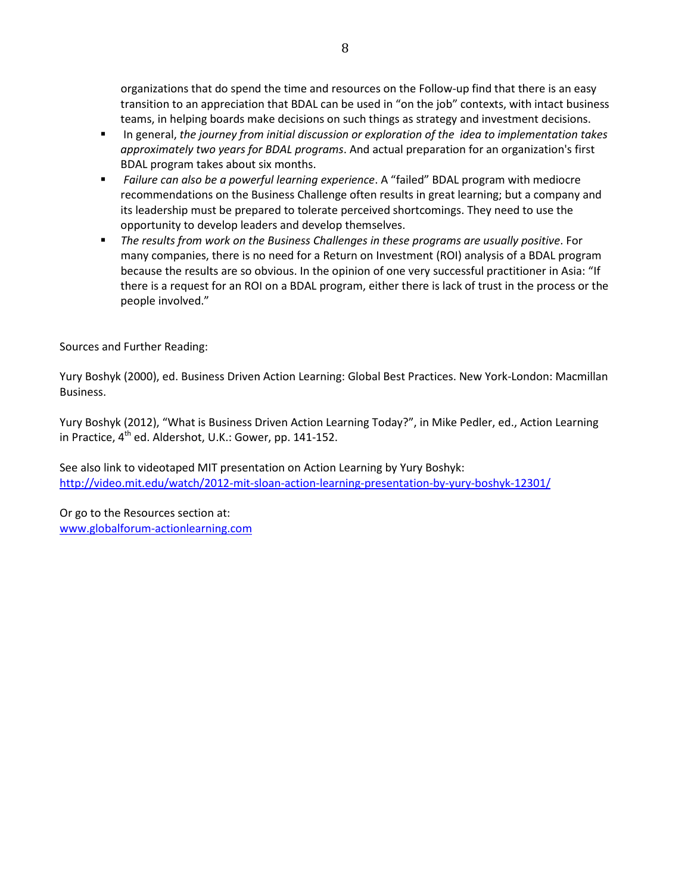organizations that do spend the time and resources on the Follow-up find that there is an easy transition to an appreciation that BDAL can be used in "on the job" contexts, with intact business teams, in helping boards make decisions on such things as strategy and investment decisions.

- In general, *the journey from initial discussion or exploration of the idea to implementation takes approximately two years for BDAL programs*. And actual preparation for an organization's first BDAL program takes about six months.
- *Failure can also be a powerful learning experience*. A "failed" BDAL program with mediocre recommendations on the Business Challenge often results in great learning; but a company and its leadership must be prepared to tolerate perceived shortcomings. They need to use the opportunity to develop leaders and develop themselves.
- *The results from work on the Business Challenges in these programs are usually positive*. For many companies, there is no need for a Return on Investment (ROI) analysis of a BDAL program because the results are so obvious. In the opinion of one very successful practitioner in Asia: "If there is a request for an ROI on a BDAL program, either there is lack of trust in the process or the people involved."

Sources and Further Reading:

Yury Boshyk (2000), ed. Business Driven Action Learning: Global Best Practices. New York-London: Macmillan Business.

Yury Boshyk (2012), "What is Business Driven Action Learning Today?", in Mike Pedler, ed., Action Learning in Practice, 4th ed. Aldershot, U.K.: Gower, pp. 141-152.

See also link to videotaped MIT presentation on Action Learning by Yury Boshyk:
[http://video.mit.edu/watch/2012-mit-sloan-action-learning-presentation-by-yury-boshyk-12301/](http://video.mit.edu/watch/2012-mit-sloan-action-learning-presentation-by-yury-boshyk-12301/)

Or go to the Resources section at:
[www.globalforum-actionlearning.com](http://www.globalforum-actionlearning.com)